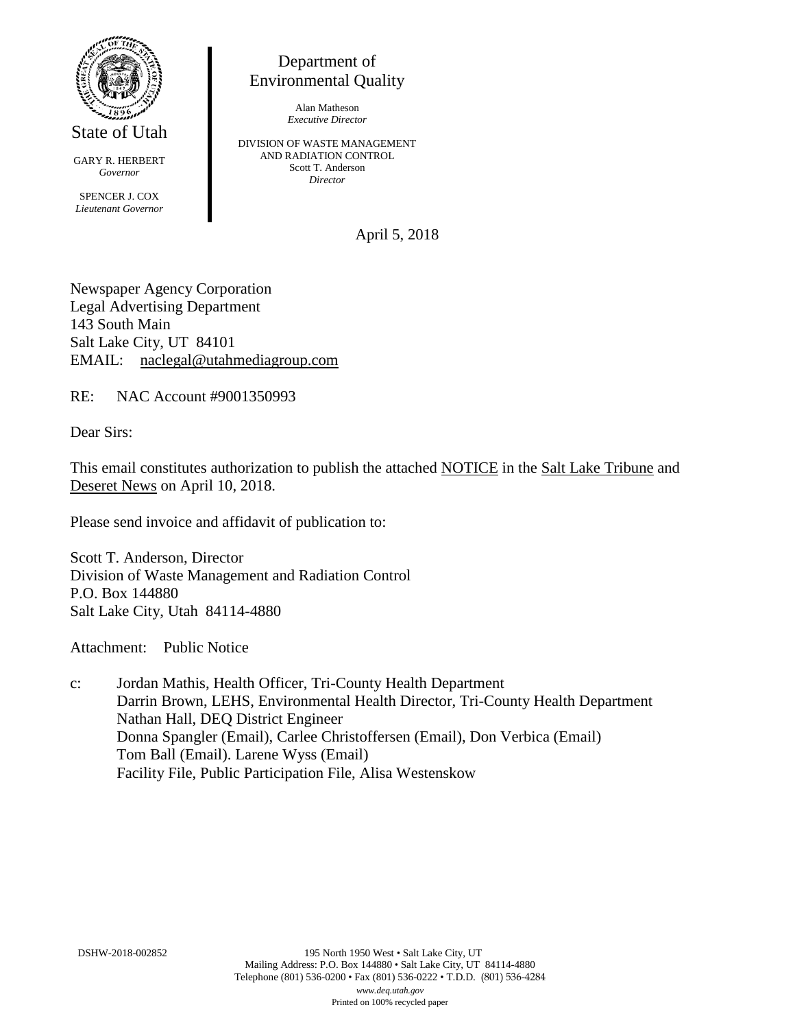State of Utah

GARY R. HERBERT
*Governor*

SPENCER J. COX
*Lieutenant Governor*

Department of Environmental Quality

Alan Matheson
*Executive Director*

DIVISION OF WASTE MANAGEMENT AND RADIATION CONTROL
Scott T. Anderson
*Director*

April 5, 2018

Newspaper Agency Corporation
Legal Advertising Department
143 South Main
Salt Lake City, UT 84101
EMAIL: naclegal@utahmediagroup.com

RE: NAC Account #9001350993

Dear Sirs:

This email constitutes authorization to publish the attached NOTICE in the Salt Lake Tribune and Deseret News on April 10, 2018.

Please send invoice and affidavit of publication to:

Scott T. Anderson, Director
Division of Waste Management and Radiation Control
P.O. Box 144880
Salt Lake City, Utah 84114-4880

Attachment: Public Notice

c: Jordan Mathis, Health Officer, Tri-County Health Department
Darrin Brown, LEHS, Environmental Health Director, Tri-County Health Department
Nathan Hall, DEQ District Engineer
Donna Spangler (Email), Carlee Christoffersen (Email), Don Verbica (Email)
Tom Ball (Email). Larene Wyss (Email)
Facility File, Public Participation File, Alisa Westenskow

DSHW-2018-002852

195 North 1950 West • Salt Lake City, UT
Mailing Address: P.O. Box 144880 • Salt Lake City, UT 84114-4880
Telephone (801) 536-0200 • Fax (801) 536-0222 • T.D.D. (801) 536-4284
*www.deq.utah.gov*
Printed on 100% recycled paper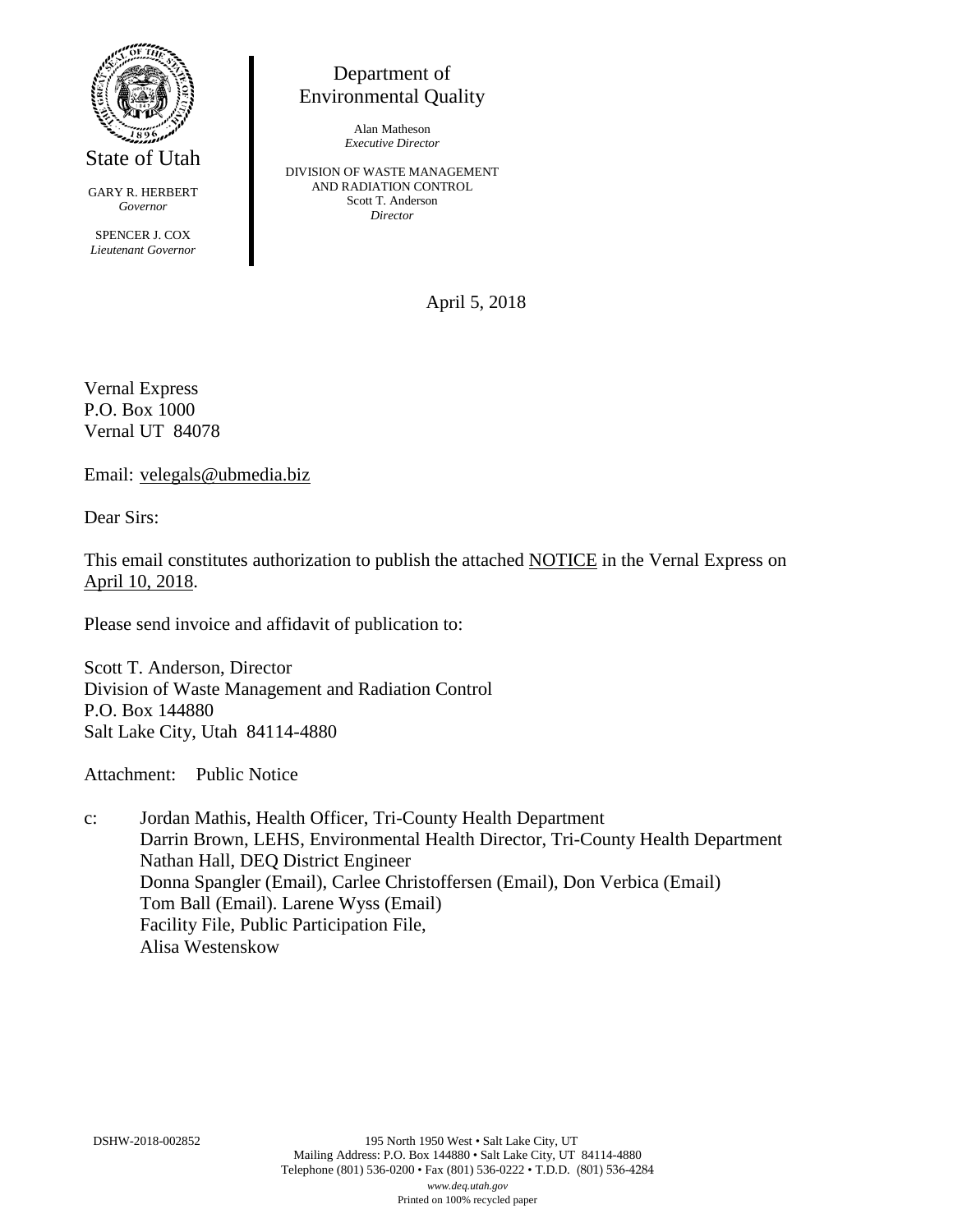State of Utah

GARY R. HERBERT
*Governor*

SPENCER J. COX
*Lieutenant Governor*

Department of
Environmental Quality

Alan Matheson
*Executive Director*

DIVISION OF WASTE MANAGEMENT
AND RADIATION CONTROL
Scott T. Anderson
*Director*

April 5, 2018

Vernal Express
P.O. Box 1000
Vernal UT 84078

Email: velegals@ubmedia.biz

Dear Sirs:

This email constitutes authorization to publish the attached NOTICE in the Vernal Express on April 10, 2018.

Please send invoice and affidavit of publication to:

Scott T. Anderson, Director
Division of Waste Management and Radiation Control
P.O. Box 144880
Salt Lake City, Utah 84114-4880

Attachment: Public Notice

c: Jordan Mathis, Health Officer, Tri-County Health Department
Darrin Brown, LEHS, Environmental Health Director, Tri-County Health Department
Nathan Hall, DEQ District Engineer
Donna Spangler (Email), Carlee Christoffersen (Email), Don Verbica (Email)
Tom Ball (Email). Larene Wyss (Email)
Facility File, Public Participation File,
Alisa Westenskow

DSHW-2018-002852

195 North 1950 West • Salt Lake City, UT
Mailing Address: P.O. Box 144880 • Salt Lake City, UT 84114-4880
Telephone (801) 536-0200 • Fax (801) 536-0222 • T.D.D. (801) 536-4284
*www.deq.utah.gov*
Printed on 100% recycled paper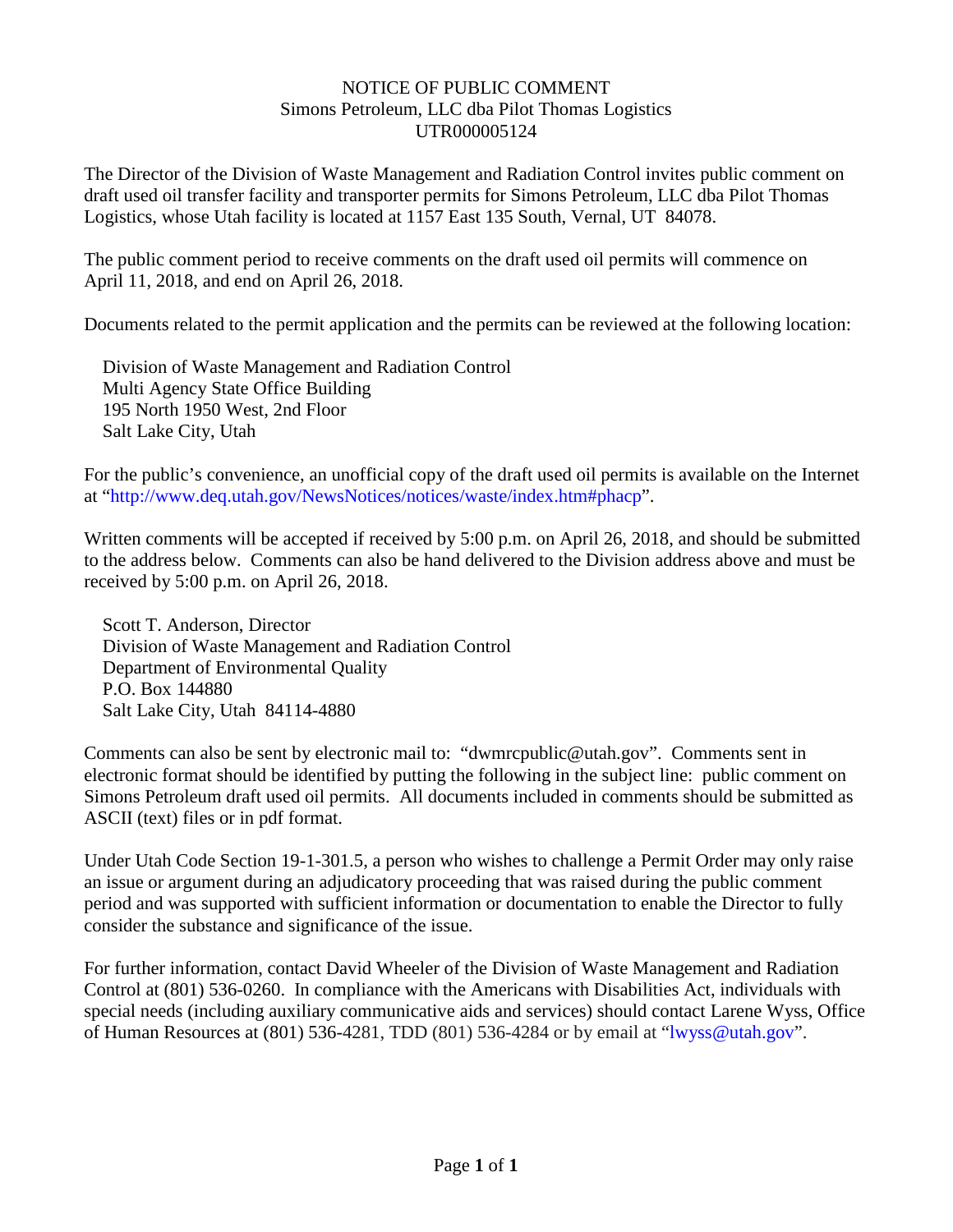NOTICE OF PUBLIC COMMENT
Simons Petroleum, LLC dba Pilot Thomas Logistics
UTR000005124

The Director of the Division of Waste Management and Radiation Control invites public comment on draft used oil transfer facility and transporter permits for Simons Petroleum, LLC dba Pilot Thomas Logistics, whose Utah facility is located at 1157 East 135 South, Vernal, UT 84078.

The public comment period to receive comments on the draft used oil permits will commence on April 11, 2018, and end on April 26, 2018.

Documents related to the permit application and the permits can be reviewed at the following location:

Division of Waste Management and Radiation Control
Multi Agency State Office Building
195 North 1950 West, 2nd Floor
Salt Lake City, Utah

For the public's convenience, an unofficial copy of the draft used oil permits is available on the Internet at "http://www.deq.utah.gov/NewsNotices/notices/waste/index.htm#phacp".

Written comments will be accepted if received by 5:00 p.m. on April 26, 2018, and should be submitted to the address below. Comments can also be hand delivered to the Division address above and must be received by 5:00 p.m. on April 26, 2018.

Scott T. Anderson, Director
Division of Waste Management and Radiation Control
Department of Environmental Quality
P.O. Box 144880
Salt Lake City, Utah 84114-4880

Comments can also be sent by electronic mail to: "dwmrcpublic@utah.gov". Comments sent in electronic format should be identified by putting the following in the subject line: public comment on Simons Petroleum draft used oil permits. All documents included in comments should be submitted as ASCII (text) files or in pdf format.

Under Utah Code Section 19-1-301.5, a person who wishes to challenge a Permit Order may only raise an issue or argument during an adjudicatory proceeding that was raised during the public comment period and was supported with sufficient information or documentation to enable the Director to fully consider the substance and significance of the issue.

For further information, contact David Wheeler of the Division of Waste Management and Radiation Control at (801) 536-0260. In compliance with the Americans with Disabilities Act, individuals with special needs (including auxiliary communicative aids and services) should contact Larene Wyss, Office of Human Resources at (801) 536-4281, TDD (801) 536-4284 or by email at "lwyss@utah.gov".